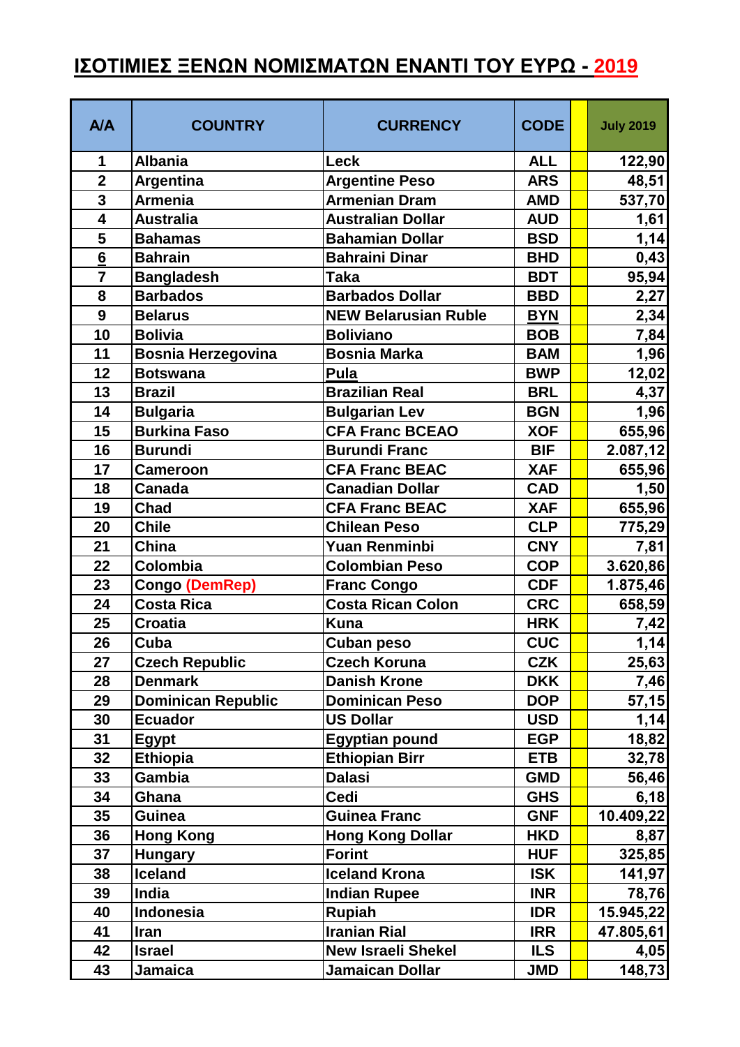# ΙΣΟΤΙΜΙΕΣ ΞΕΝΩΝ ΝΟΜΙΣΜΑΤΩΝ ΕΝΑΝΤΙ ΤΟΥ ΕΥΡΩ - 2019

| A/A | COUNTRY | CURRENCY | CODE | | July 2019 |
|---|---|---|---|---|---|
| 1 | Albania | Leck | ALL | | 122,90 |
| 2 | Argentina | Argentine Peso | ARS | | 48,51 |
| 3 | Armenia | Armenian Dram | AMD | | 537,70 |
| 4 | Australia | Australian Dollar | AUD | | 1,61 |
| 5 | Bahamas | Bahamian Dollar | BSD | | 1,14 |
| 6 | Bahrain | Bahraini Dinar | BHD | | 0,43 |
| 7 | Bangladesh | Taka | BDT | | 95,94 |
| 8 | Barbados | Barbados Dollar | BBD | | 2,27 |
| 9 | Belarus | NEW Belarusian Ruble | BYN | | 2,34 |
| 10 | Bolivia | Boliviano | BOB | | 7,84 |
| 11 | Bosnia Herzegovina | Bosnia Marka | BAM | | 1,96 |
| 12 | Botswana | Pula | BWP | | 12,02 |
| 13 | Brazil | Brazilian Real | BRL | | 4,37 |
| 14 | Bulgaria | Bulgarian Lev | BGN | | 1,96 |
| 15 | Burkina Faso | CFA Franc BCEAO | XOF | | 655,96 |
| 16 | Burundi | Burundi Franc | BIF | | 2.087,12 |
| 17 | Cameroon | CFA Franc BEAC | XAF | | 655,96 |
| 18 | Canada | Canadian Dollar | CAD | | 1,50 |
| 19 | Chad | CFA Franc BEAC | XAF | | 655,96 |
| 20 | Chile | Chilean Peso | CLP | | 775,29 |
| 21 | China | Yuan Renminbi | CNY | | 7,81 |
| 22 | Colombia | Colombian Peso | COP | | 3.620,86 |
| 23 | Congo (DemRep) | Franc Congo | CDF | | 1.875,46 |
| 24 | Costa Rica | Costa Rican Colon | CRC | | 658,59 |
| 25 | Croatia | Kuna | HRK | | 7,42 |
| 26 | Cuba | Cuban peso | CUC | | 1,14 |
| 27 | Czech Republic | Czech Koruna | CZK | | 25,63 |
| 28 | Denmark | Danish Krone | DKK | | 7,46 |
| 29 | Dominican Republic | Dominican Peso | DOP | | 57,15 |
| 30 | Ecuador | US Dollar | USD | | 1,14 |
| 31 | Egypt | Egyptian pound | EGP | | 18,82 |
| 32 | Ethiopia | Ethiopian Birr | ETB | | 32,78 |
| 33 | Gambia | Dalasi | GMD | | 56,46 |
| 34 | Ghana | Cedi | GHS | | 6,18 |
| 35 | Guinea | Guinea Franc | GNF | | 10.409,22 |
| 36 | Hong Kong | Hong Kong Dollar | HKD | | 8,87 |
| 37 | Hungary | Forint | HUF | | 325,85 |
| 38 | Iceland | Iceland Krona | ISK | | 141,97 |
| 39 | India | Indian Rupee | INR | | 78,76 |
| 40 | Indonesia | Rupiah | IDR | | 15.945,22 |
| 41 | Iran | Iranian Rial | IRR | | 47.805,61 |
| 42 | Israel | New Israeli Shekel | ILS | | 4,05 |
| 43 | Jamaica | Jamaican Dollar | JMD | | 148,73 |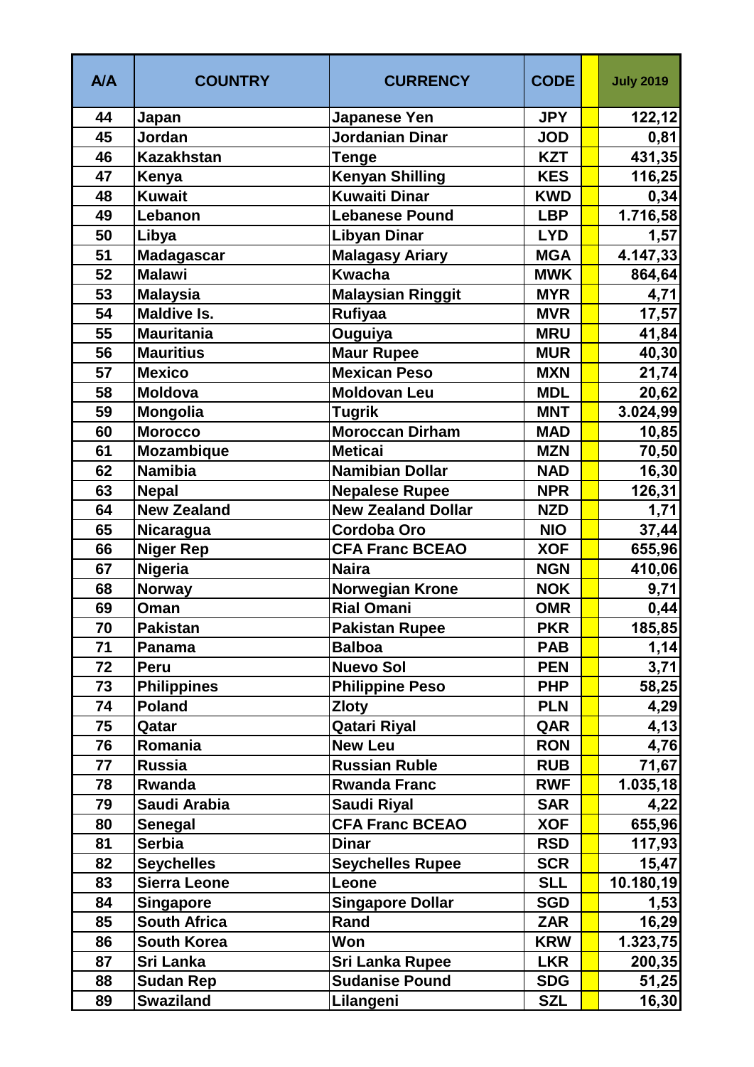| A/A | COUNTRY | CURRENCY | CODE | | July 2019 |
|---|---|---|---|---|---|
| 44 | Japan | Japanese Yen | JPY | | 122,12 |
| 45 | Jordan | Jordanian Dinar | JOD | | 0,81 |
| 46 | Kazakhstan | Tenge | KZT | | 431,35 |
| 47 | Kenya | Kenyan Shilling | KES | | 116,25 |
| 48 | Kuwait | Kuwaiti Dinar | KWD | | 0,34 |
| 49 | Lebanon | Lebanese Pound | LBP | | 1.716,58 |
| 50 | Libya | Libyan Dinar | LYD | | 1,57 |
| 51 | Madagascar | Malagasy Ariary | MGA | | 4.147,33 |
| 52 | Malawi | Kwacha | MWK | | 864,64 |
| 53 | Malaysia | Malaysian Ringgit | MYR | | 4,71 |
| 54 | Maldive Is. | Rufiyaa | MVR | | 17,57 |
| 55 | Mauritania | Ouguiya | MRU | | 41,84 |
| 56 | Mauritius | Maur Rupee | MUR | | 40,30 |
| 57 | Mexico | Mexican Peso | MXN | | 21,74 |
| 58 | Moldova | Moldovan Leu | MDL | | 20,62 |
| 59 | Mongolia | Tugrik | MNT | | 3.024,99 |
| 60 | Morocco | Moroccan Dirham | MAD | | 10,85 |
| 61 | Mozambique | Meticai | MZN | | 70,50 |
| 62 | Namibia | Namibian Dollar | NAD | | 16,30 |
| 63 | Nepal | Nepalese Rupee | NPR | | 126,31 |
| 64 | New Zealand | New Zealand Dollar | NZD | | 1,71 |
| 65 | Nicaragua | Cordoba Oro | NIO | | 37,44 |
| 66 | Niger Rep | CFA Franc BCEAO | XOF | | 655,96 |
| 67 | Nigeria | Naira | NGN | | 410,06 |
| 68 | Norway | Norwegian Krone | NOK | | 9,71 |
| 69 | Oman | Rial Omani | OMR | | 0,44 |
| 70 | Pakistan | Pakistan Rupee | PKR | | 185,85 |
| 71 | Panama | Balboa | PAB | | 1,14 |
| 72 | Peru | Nuevo Sol | PEN | | 3,71 |
| 73 | Philippines | Philippine Peso | PHP | | 58,25 |
| 74 | Poland | Zloty | PLN | | 4,29 |
| 75 | Qatar | Qatari Riyal | QAR | | 4,13 |
| 76 | Romania | New Leu | RON | | 4,76 |
| 77 | Russia | Russian Ruble | RUB | | 71,67 |
| 78 | Rwanda | Rwanda Franc | RWF | | 1.035,18 |
| 79 | Saudi Arabia | Saudi Riyal | SAR | | 4,22 |
| 80 | Senegal | CFA Franc BCEAO | XOF | | 655,96 |
| 81 | Serbia | Dinar | RSD | | 117,93 |
| 82 | Seychelles | Seychelles Rupee | SCR | | 15,47 |
| 83 | Sierra Leone | Leone | SLL | | 10.180,19 |
| 84 | Singapore | Singapore Dollar | SGD | | 1,53 |
| 85 | South Africa | Rand | ZAR | | 16,29 |
| 86 | South Korea | Won | KRW | | 1.323,75 |
| 87 | Sri Lanka | Sri Lanka Rupee | LKR | | 200,35 |
| 88 | Sudan Rep | Sudanise Pound | SDG | | 51,25 |
| 89 | Swaziland | Lilangeni | SZL | | 16,30 |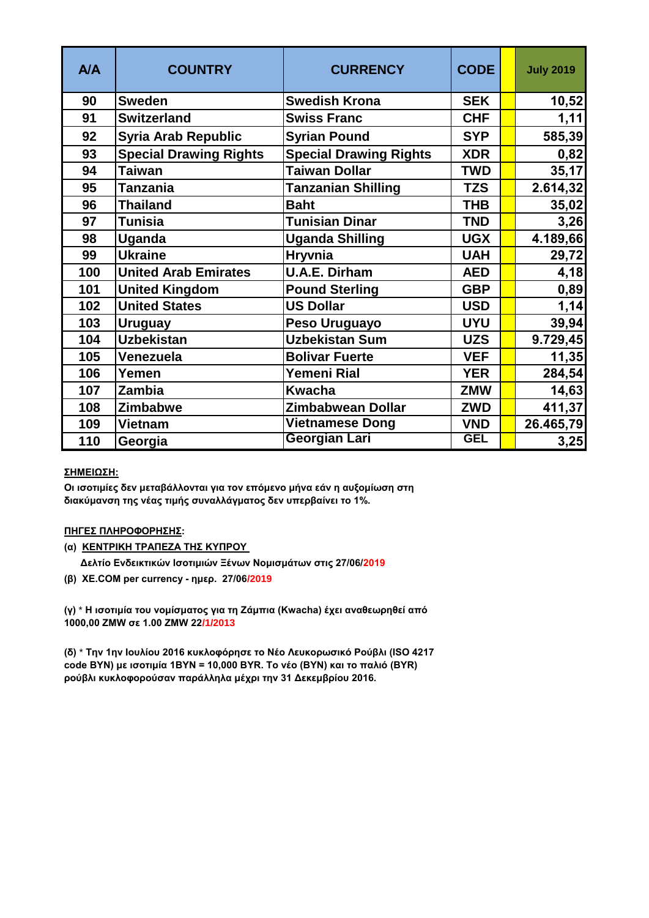| A/A | COUNTRY | CURRENCY | CODE | | July 2019 |
|---|---|---|---|---|---|
| 90 | Sweden | Swedish Krona | SEK | | 10,52 |
| 91 | Switzerland | Swiss Franc | CHF | | 1,11 |
| 92 | Syria Arab Republic | Syrian Pound | SYP | | 585,39 |
| 93 | Special Drawing Rights | Special Drawing Rights | XDR | | 0,82 |
| 94 | Taiwan | Taiwan Dollar | TWD | | 35,17 |
| 95 | Tanzania | Tanzanian Shilling | TZS | | 2.614,32 |
| 96 | Thailand | Baht | THB | | 35,02 |
| 97 | Tunisia | Tunisian Dinar | TND | | 3,26 |
| 98 | Uganda | Uganda Shilling | UGX | | 4.189,66 |
| 99 | Ukraine | Hryvnia | UAH | | 29,72 |
| 100 | United Arab Emirates | U.A.E. Dirham | AED | | 4,18 |
| 101 | United Kingdom | Pound Sterling | GBP | | 0,89 |
| 102 | United States | US Dollar | USD | | 1,14 |
| 103 | Uruguay | Peso Uruguayo | UYU | | 39,94 |
| 104 | Uzbekistan | Uzbekistan Sum | UZS | | 9.729,45 |
| 105 | Venezuela | Bolivar Fuerte | VEF | | 11,35 |
| 106 | Yemen | Yemeni Rial | YER | | 284,54 |
| 107 | Zambia | Kwacha | ZMW | | 14,63 |
| 108 | Zimbabwe | Zimbabwean Dollar | ZWD | | 411,37 |
| 109 | Vietnam | Vietnamese Dong | VND | | 26.465,79 |
| 110 | Georgia | Georgian Lari | GEL | | 3,25 |

**ΣΗΜΕΙΩΣΗ:**

**Οι ισοτιμίες δεν μεταβάλλονται για τον επόμενο μήνα εάν η αυξομίωση στη διακύμανση της νέας τιμής συναλλάγματος δεν υπερβαίνει το 1%.**

**ΠΗΓΕΣ ΠΛΗΡΟΦΟΡΗΣΗΣ:**

**(α) ΚΕΝΤΡΙΚΗ ΤΡΑΠΕΖΑ ΤΗΣ ΚΥΠΡΟΥ**

**Δελτίο Ενδεικτικών Ισοτιμιών Ξένων Νομισμάτων στις 27/06/2019**

**(β) XE.COM per currency - ημερ. 27/06/2019**

**(γ) * Η ισοτιμία του νομίσματος για τη Ζάμπια (Kwacha) έχει αναθεωρηθεί από 1000,00 ZMW σε 1.00 ZMW 22/1/2013**

**(δ) * Την 1ην Ιουλίου 2016 κυκλοφόρησε το Νέο Λευκορωσικό Ρούβλι (ISO 4217 code BYN) με ισοτιμία 1BYN = 10,000 BYR. Το νέο (BYN) και το παλιό (BYR) ρούβλι κυκλοφορούσαν παράλληλα μέχρι την 31 Δεκεμβρίου 2016.**